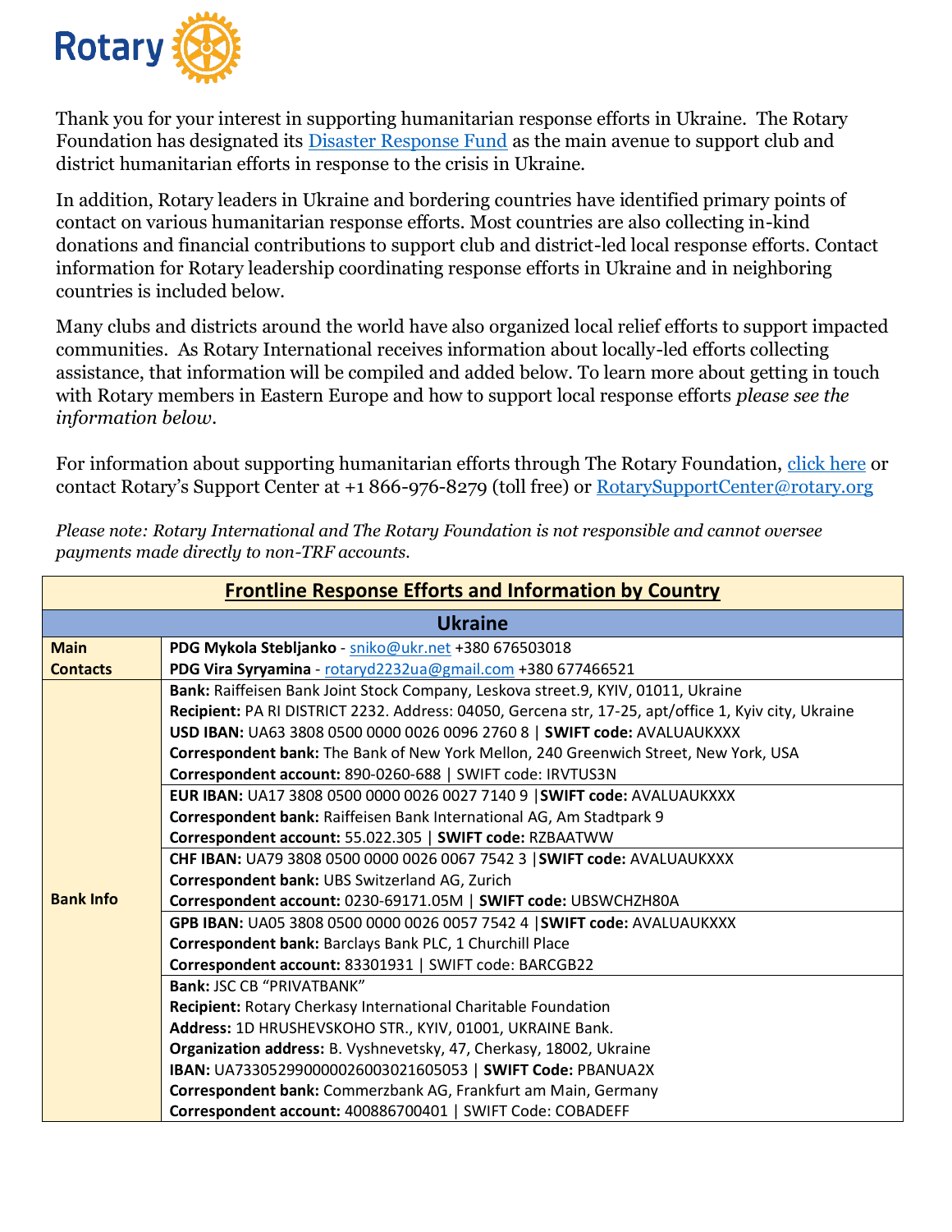Rotary

Thank you for your interest in supporting humanitarian response efforts in Ukraine. The Rotary Foundation has designated its [Disaster Response Fund](#) as the main avenue to support club and district humanitarian efforts in response to the crisis in Ukraine.

In addition, Rotary leaders in Ukraine and bordering countries have identified primary points of contact on various humanitarian response efforts. Most countries are also collecting in-kind donations and financial contributions to support club and district-led local response efforts. Contact information for Rotary leadership coordinating response efforts in Ukraine and in neighboring countries is included below.

Many clubs and districts around the world have also organized local relief efforts to support impacted communities. As Rotary International receives information about locally-led efforts collecting assistance, that information will be compiled and added below. To learn more about getting in touch with Rotary members in Eastern Europe and how to support local response efforts *please see the information below*.

For information about supporting humanitarian efforts through The Rotary Foundation, [click here](#) or contact Rotary's Support Center at +1 866-976-8279 (toll free) or RotarySupportCenter@rotary.org

*Please note: Rotary International and The Rotary Foundation is not responsible and cannot oversee payments made directly to non-TRF accounts.*

| **Frontline Response Efforts and Information by Country** | |
|---|---|
| **Ukraine** | |
| **Main Contacts** | **PDG Mykola Stebljanko** - sniko@ukr.net +380 676503018<br>**PDG Vira Syryamina** - rotaryd2232ua@gmail.com +380 677466521 |
| **Bank Info** | **Bank:** Raiffeisen Bank Joint Stock Company, Leskova street.9, KYIV, 01011, Ukraine<br>**Recipient:** PA RI DISTRICT 2232. Address: 04050, Gercena str, 17-25, apt/office 1, Kyiv city, Ukraine<br>**USD IBAN:** UA63 3808 0500 0000 0026 0096 2760 8 \| **SWIFT code:** AVALUAUKXXX<br>**Correspondent bank:** The Bank of New York Mellon, 240 Greenwich Street, New York, USA<br>**Correspondent account:** 890-0260-688 \| SWIFT code: IRVTUS3N |
| | **EUR IBAN:** UA17 3808 0500 0000 0026 0027 7140 9 \|**SWIFT code:** AVALUAUKXXX<br>**Correspondent bank:** Raiffeisen Bank International AG, Am Stadtpark 9<br>**Correspondent account:** 55.022.305 \| **SWIFT code:** RZBAATWW |
| | **CHF IBAN:** UA79 3808 0500 0000 0026 0067 7542 3 \|**SWIFT code:** AVALUAUKXXX<br>**Correspondent bank:** UBS Switzerland AG, Zurich<br>**Correspondent account:** 0230-69171.05M \| **SWIFT code:** UBSWCHZH80A |
| | **GPB IBAN:** UA05 3808 0500 0000 0026 0057 7542 4 \|**SWIFT code:** AVALUAUKXXX<br>**Correspondent bank:** Barclays Bank PLC, 1 Churchill Place<br>**Correspondent account:** 83301931 \| SWIFT code: BARCGB22 |
| | **Bank:** JSC CB "PRIVATBANK"<br>**Recipient:** Rotary Cherkasy International Charitable Foundation<br>**Address:** 1D HRUSHEVSKOHO STR., KYIV, 01001, UKRAINE Bank.<br>**Organization address:** B. Vyshnevetsky, 47, Cherkasy, 18002, Ukraine<br>**IBAN:** UA733052990000026003021605053 \| **SWIFT Code:** PBANUA2X<br>**Correspondent bank:** Commerzbank AG, Frankfurt am Main, Germany<br>**Correspondent account:** 400886700401 \| SWIFT Code: COBADEFF |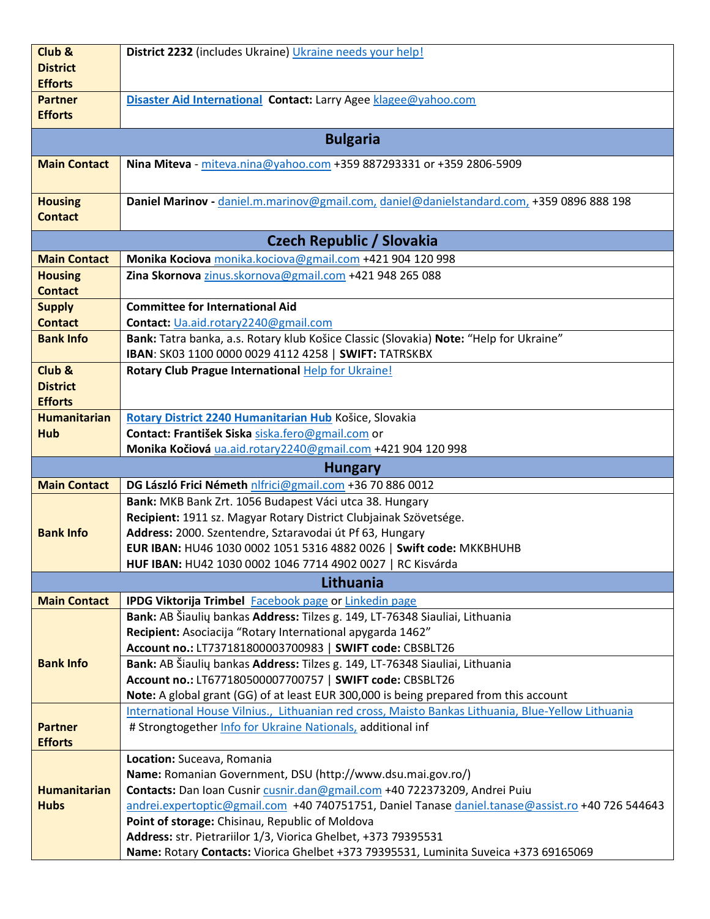| | |
|---|---|
| **Club & District Efforts** | **District 2232** (includes Ukraine) Ukraine needs your help! |
| **Partner Efforts** | **Disaster Aid International** **Contact:** Larry Agee klagee@yahoo.com |
| **Bulgaria** | |
| **Main Contact** | **Nina Miteva** - miteva.nina@yahoo.com +359 887293331 or +359 2806-5909 |
| **Housing Contact** | **Daniel Marinov -** daniel.m.marinov@gmail.com, daniel@danielstandard.com, +359 0896 888 198 |
| **Czech Republic / Slovakia** | |
| **Main Contact** | **Monika Kociova** monika.kociova@gmail.com +421 904 120 998 |
| **Housing Contact** | **Zina Skornova** zinus.skornova@gmail.com +421 948 265 088 |
| **Supply Contact** | **Committee for International Aid**<br>**Contact:** Ua.aid.rotary2240@gmail.com |
| **Bank Info** | **Bank:** Tatra banka, a.s. Rotary klub Košice Classic (Slovakia) **Note:** "Help for Ukraine"<br>**IBAN**: SK03 1100 0000 0029 4112 4258 \| **SWIFT:** TATRSKBX |
| **Club & District Efforts** | **Rotary Club Prague International** Help for Ukraine! |
| **Humanitarian Hub** | **Rotary District 2240 Humanitarian Hub** Košice, Slovakia<br>**Contact: František Siska** siska.fero@gmail.com or<br>**Monika Kočiová** ua.aid.rotary2240@gmail.com +421 904 120 998 |
| **Hungary** | |
| **Main Contact** | **DG László Frici Németh** nlfrici@gmail.com +36 70 886 0012 |
| **Bank Info** | **Bank:** MKB Bank Zrt. 1056 Budapest Váci utca 38. Hungary<br>**Recipient:** 1911 sz. Magyar Rotary District Clubjainak Szövetsége.<br>**Address:** 2000. Szentendre, Sztaravodai út Pf 63, Hungary<br>**EUR IBAN:** HU46 1030 0002 1051 5316 4882 0026 \| **Swift code:** MKKBHUHB<br>**HUF IBAN:** HU42 1030 0002 1046 7714 4902 0027 \| RC Kisvárda |
| **Lithuania** | |
| **Main Contact** | **IPDG Viktorija Trimbel** Facebook page or Linkedin page |
| **Bank Info** | **Bank:** AB Šiaulių bankas **Address:** Tilzes g. 149, LT-76348 Siauliai, Lithuania<br>**Recipient:** Asociacija "Rotary International apygarda 1462"<br>**Account no.:** LT737181800003700983 \| **SWIFT code:** CBSBLT26 |
| | **Bank:** AB Šiaulių bankas **Address:** Tilzes g. 149, LT-76348 Siauliai, Lithuania<br>**Account no.:** LT677180500007700757 \| **SWIFT code:** CBSBLT26<br>**Note:** A global grant (GG) of at least EUR 300,000 is being prepared from this account |
| **Partner Efforts** | International House Vilnius., Lithuanian red cross, Maisto Bankas Lithuania, Blue-Yellow Lithuania<br># Strongtogether Info for Ukraine Nationals, additional inf |
| **Humanitarian Hubs** | **Location:** Suceava, Romania<br>**Name:** Romanian Government, DSU (http://www.dsu.mai.gov.ro/)<br>**Contacts:** Dan Ioan Cusnir cusnir.dan@gmail.com +40 722373209, Andrei Puiu andrei.expertoptic@gmail.com +40 740751751, Daniel Tanase daniel.tanase@assist.ro +40 726 544643<br>**Point of storage:** Chisinau, Republic of Moldova<br>**Address:** str. Pietrariilor 1/3, Viorica Ghelbet, +373 79395531<br>**Name:** Rotary **Contacts:** Viorica Ghelbet +373 79395531, Luminita Suveica +373 69165069 |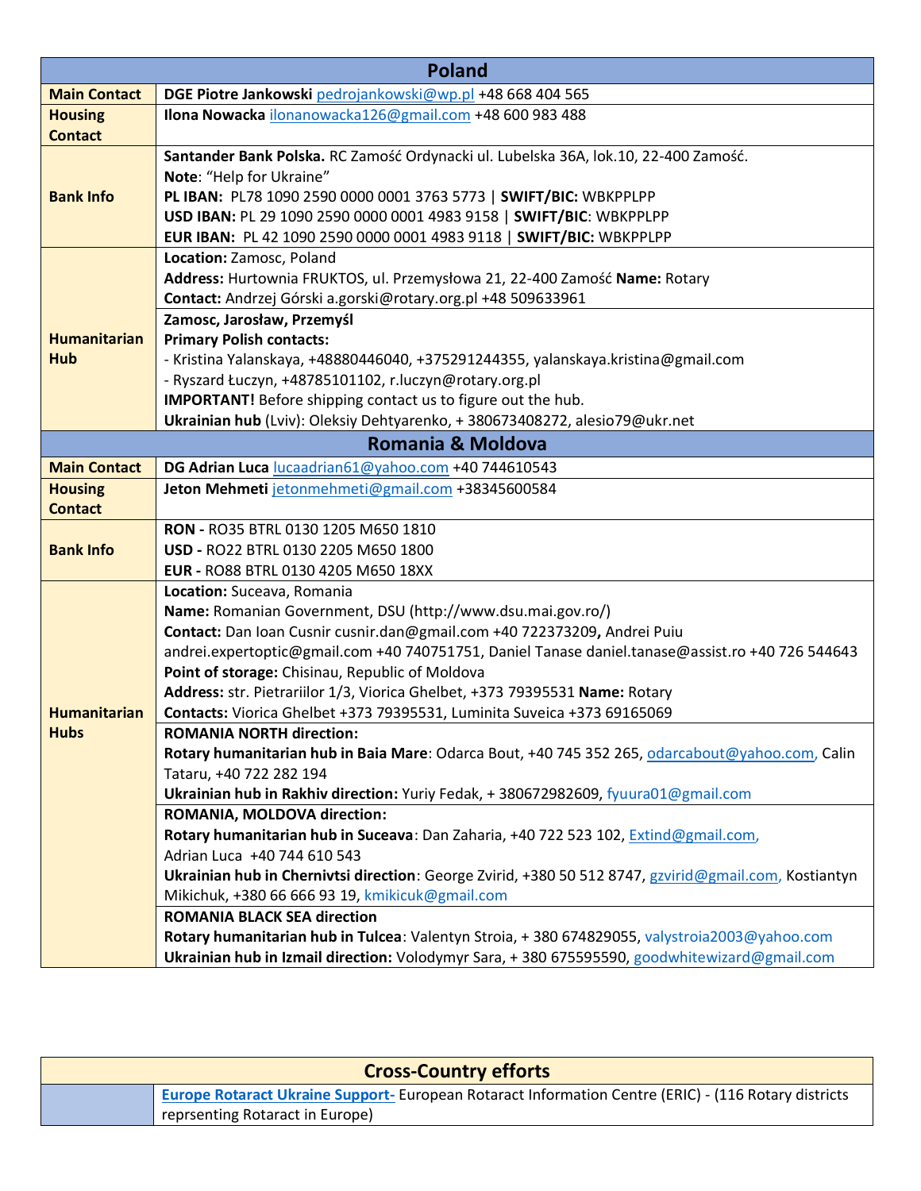| Poland | |
|---|---|
| **Main Contact** | **DGE Piotre Jankowski** pedrojankowski@wp.pl +48 668 404 565 |
| **Housing Contact** | **Ilona Nowacka** ilonanowacka126@gmail.com +48 600 983 488 |
| **Bank Info** | **Santander Bank Polska.** RC Zamość Ordynacki ul. Lubelska 36A, lok.10, 22-400 Zamość.<br>**Note**: "Help for Ukraine"<br>**PL IBAN:** PL78 1090 2590 0000 0001 3763 5773 \| **SWIFT/BIC:** WBKPPLPP<br>**USD IBAN:** PL 29 1090 2590 0000 0001 4983 9158 \| **SWIFT/BIC**: WBKPPLPP<br>**EUR IBAN:** PL 42 1090 2590 0000 0001 4983 9118 \| **SWIFT/BIC:** WBKPPLPP |
| **Humanitarian Hub** | **Location:** Zamosc, Poland<br>**Address:** Hurtownia FRUKTOS, ul. Przemysłowa 21, 22-400 Zamość **Name:** Rotary<br>**Contact:** Andrzej Górski a.gorski@rotary.org.pl +48 509633961 |
| | **Zamosc, Jarosław, Przemyśl**<br>**Primary Polish contacts:**<br>- Kristina Yalanskaya, +48880446040, +375291244355, yalanskaya.kristina@gmail.com<br>- Ryszard Łuczyn, +48785101102, r.luczyn@rotary.org.pl<br>**IMPORTANT!** Before shipping contact us to figure out the hub.<br>**Ukrainian hub** (Lviv): Oleksiy Dehtyarenko, + 380673408272, alesio79@ukr.net |
| **Romania & Moldova** | |
| **Main Contact** | **DG Adrian Luca** lucaadrian61@yahoo.com +40 744610543 |
| **Housing Contact** | **Jeton Mehmeti** jetonmehmeti@gmail.com +38345600584 |
| **Bank Info** | **RON -** RO35 BTRL 0130 1205 M650 1810<br>**USD -** RO22 BTRL 0130 2205 M650 1800<br>**EUR -** RO88 BTRL 0130 4205 M650 18XX |
| **Humanitarian Hubs** | **Location:** Suceava, Romania<br>**Name:** Romanian Government, DSU (http://www.dsu.mai.gov.ro/)<br>**Contact:** Dan Ioan Cusnir cusnir.dan@gmail.com +40 722373209**,** Andrei Puiu andrei.expertoptic@gmail.com +40 740751751, Daniel Tanase daniel.tanase@assist.ro +40 726 544643<br>**Point of storage:** Chisinau, Republic of Moldova<br>**Address:** str. Pietrariilor 1/3, Viorica Ghelbet, +373 79395531 **Name:** Rotary<br>**Contacts:** Viorica Ghelbet +373 79395531, Luminita Suveica +373 69165069 |
| | **ROMANIA NORTH direction:**<br>**Rotary humanitarian hub in Baia Mare**: Odarca Bout, +40 745 352 265, odarcabout@yahoo.com, Calin Tataru, +40 722 282 194<br>**Ukrainian hub in Rakhiv direction:** Yuriy Fedak, + 380672982609, fyuura01@gmail.com |
| | **ROMANIA, MOLDOVA direction:**<br>**Rotary humanitarian hub in Suceava**: Dan Zaharia, +40 722 523 102, Extind@gmail.com, Adrian Luca +40 744 610 543<br>**Ukrainian hub in Chernivtsi direction**: George Zvirid, +380 50 512 8747, gzvirid@gmail.com, Kostiantyn Mikichuk, +380 66 666 93 19, kmikicuk@gmail.com |
| | **ROMANIA BLACK SEA direction**<br>**Rotary humanitarian hub in Tulcea**: Valentyn Stroia, + 380 674829055, valystroia2003@yahoo.com<br>**Ukrainian hub in Izmail direction:** Volodymyr Sara, + 380 675595590, goodwhitewizard@gmail.com |

| Cross-Country efforts | |
|---|---|
| | **Europe Rotaract Ukraine Support-** European Rotaract Information Centre (ERIC) - (116 Rotary districts reprsenting Rotaract in Europe) |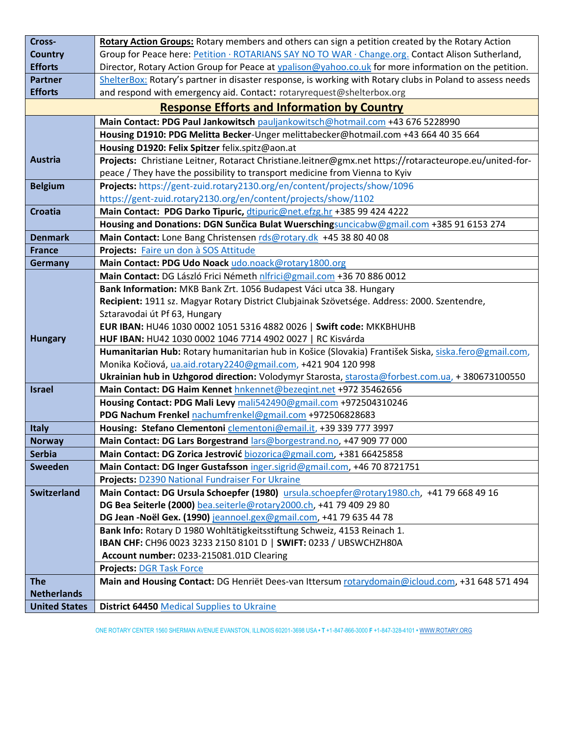| | |
|---|---|
| **Cross-Country Efforts** | **Rotary Action Groups:** Rotary members and others can sign a petition created by the Rotary Action Group for Peace here: Petition · ROTARIANS SAY NO TO WAR · Change.org. Contact Alison Sutherland, Director, Rotary Action Group for Peace at ypalison@yahoo.co.uk for more information on the petition. |
| **Partner Efforts** | ShelterBox: Rotary's partner in disaster response, is working with Rotary clubs in Poland to assess needs and respond with emergency aid. Contact: rotaryrequest@shelterbox.org |
| **Response Efforts and Information by Country** | |
| **Austria** | **Main Contact: PDG Paul Jankowitsch** pauljankowitsch@hotmail.com +43 676 5228990 |
| | **Housing D1910: PDG Melitta Becker**-Unger melittabecker@hotmail.com +43 664 40 35 664 |
| | **Housing D1920: Felix Spitzer** felix.spitz@aon.at |
| | **Projects:** Christiane Leitner, Rotaract Christiane.leitner@gmx.net https://rotaracteurope.eu/united-for-peace / They have the possibility to transport medicine from Vienna to Kyiv |
| **Belgium** | **Projects:** https://gent-zuid.rotary2130.org/en/content/projects/show/1096 https://gent-zuid.rotary2130.org/en/content/projects/show/1102 |
| **Croatia** | **Main Contact: PDG Darko Tipuric,** dtipuric@net.efzg.hr +385 99 424 4222 |
| | **Housing and Donations: DGN Sunčica Bulat Wuersching**suncicabw@gmail.com +385 91 6153 274 |
| **Denmark** | **Main Contact:** Lone Bang Christensen rds@rotary.dk +45 38 80 40 08 |
| **France** | **Projects:** Faire un don à SOS Attitude |
| **Germany** | **Main Contact: PDG Udo Noack** udo.noack@rotary1800.org |
| **Hungary** | **Main Contact:** DG László Frici Németh nlfrici@gmail.com +36 70 886 0012 |
| | **Bank Information:** MKB Bank Zrt. 1056 Budapest Váci utca 38. Hungary<br>**Recipient:** 1911 sz. Magyar Rotary District Clubjainak Szövetsége. Address: 2000. Szentendre, Sztaravodai út Pf 63, Hungary<br>**EUR IBAN:** HU46 1030 0002 1051 5316 4882 0026 \| **Swift code:** MKKBHUHB<br>**HUF IBAN:** HU42 1030 0002 1046 7714 4902 0027 \| RC Kisvárda |
| | **Humanitarian Hub:** Rotary humanitarian hub in Košice (Slovakia) František Siska, siska.fero@gmail.com, Monika Kočiová, ua.aid.rotary2240@gmail.com, +421 904 120 998<br>**Ukrainian hub in Uzhgorod direction:** Volodymyr Starosta, starosta@forbest.com.ua, + 380673100550 |
| **Israel** | **Main Contact: DG Haim Kennet** hnkennet@bezeqint.net +972 35462656 |
| | **Housing Contact: PDG Mali Levy** mali542490@gmail.com +972504310246<br>**PDG Nachum Frenkel** nachumfrenkel@gmail.com +972506828683 |
| **Italy** | **Housing: Stefano Clementoni** clementoni@email.it, +39 339 777 3997 |
| **Norway** | **Main Contact: DG Lars Borgestrand** lars@borgestrand.no, +47 909 77 000 |
| **Serbia** | **Main Contact: DG Zorica Jestrović** biozorica@gmail.com, +381 66425858 |
| **Sweeden** | **Main Contact: DG Inger Gustafsson** inger.sigrid@gmail.com, +46 70 8721751 |
| | **Projects:** D2390 National Fundraiser For Ukraine |
| **Switzerland** | **Main Contact: DG Ursula Schoepfer (1980)** ursula.schoepfer@rotary1980.ch, +41 79 668 49 16<br>**DG Bea Seiterle (2000)** bea.seiterle@rotary2000.ch, +41 79 409 29 80<br>**DG Jean -Noël Gex. (1990)** jeannoel.gex@gmail.com, +41 79 635 44 78 |
| | **Bank Info:** Rotary D 1980 Wohltätigkeitsstiftung Schweiz, 4153 Reinach 1.<br>**IBAN CHF:** CH96 0023 3233 2150 8101 D \| **SWIFT:** 0233 / UBSWCHZH80A<br>**Account number:** 0233-215081.01D Clearing |
| | **Projects:** DGR Task Force |
| **The Netherlands** | **Main and Housing Contact:** DG Henriët Dees-van Ittersum rotarydomain@icloud.com, +31 648 571 494 |
| **United States** | **District 64450** Medical Supplies to Ukraine |

ONE ROTARY CENTER 1560 SHERMAN AVENUE EVANSTON, ILLINOIS 60201-3698 USA • **T** +1-847-866-3000 **F** +1-847-328-4101 • WWW.ROTARY.ORG